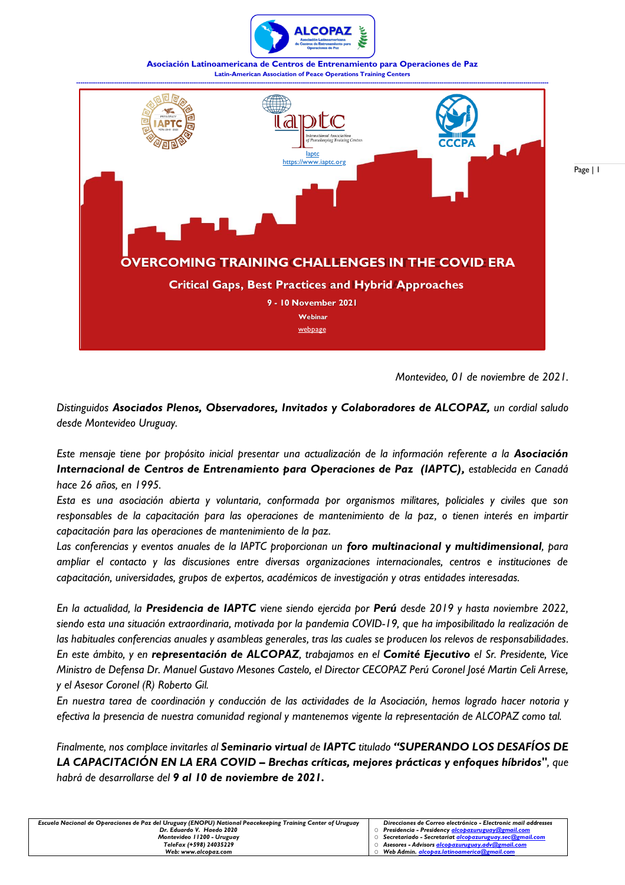ALCOPAZ

Asociación Latinoamericana de Centros de Entrenamiento para Operaciones de Paz

Latin-American Association of Peace Operations Training Centers

iaptc
https://www.iaptc.org

CCCPA

# OVERCOMING TRAINING CHALLENGES IN THE COVID ERA

## Critical Gaps, Best Practices and Hybrid Approaches

**9 - 10 November 2021**

**Webinar**

webpage

*Montevideo, 01 de noviembre de 2021.*

*Distinguidos **Asociados Plenos, Observadores, Invitados y Colaboradores de ALCOPAZ,** un cordial saludo desde Montevideo Uruguay.*

*Este mensaje tiene por propósito inicial presentar una actualización de la información referente a la **Asociación Internacional de Centros de Entrenamiento para Operaciones de Paz (IAPTC),** establecida en Canadá hace 26 años, en 1995.*

*Esta es una asociación abierta y voluntaria, conformada por organismos militares, policiales y civiles que son responsables de la capacitación para las operaciones de mantenimiento de la paz, o tienen interés en impartir capacitación para las operaciones de mantenimiento de la paz.*

*Las conferencias y eventos anuales de la IAPTC proporcionan un **foro multinacional y multidimensional**, para ampliar el contacto y las discusiones entre diversas organizaciones internacionales, centros e instituciones de capacitación, universidades, grupos de expertos, académicos de investigación y otras entidades interesadas.*

*En la actualidad, la **Presidencia de IAPTC** viene siendo ejercida por **Perú** desde 2019 y hasta noviembre 2022, siendo esta una situación extraordinaria, motivada por la pandemia COVID-19, que ha imposibilitado la realización de las habituales conferencias anuales y asambleas generales, tras las cuales se producen los relevos de responsabilidades.*

*En este ámbito, y en **representación de ALCOPAZ**, trabajamos en el **Comité Ejecutivo** el Sr. Presidente, Vice Ministro de Defensa Dr. Manuel Gustavo Mesones Castelo, el Director CECOPAZ Perú Coronel José Martin Celi Arrese, y el Asesor Coronel (R) Roberto Gil.*

*En nuestra tarea de coordinación y conducción de las actividades de la Asociación, hemos logrado hacer notoria y efectiva la presencia de nuestra comunidad regional y mantenemos vigente la representación de ALCOPAZ como tal.*

*Finalmente, nos complace invitarles al **Seminario virtual** de **IAPTC** titulado **"SUPERANDO LOS DESAFÍOS DE LA CAPACITACIÓN EN LA ERA COVID – Brechas críticas, mejores prácticas y enfoques híbridos"**, que habrá de desarrollarse del **9 al 10 de noviembre de 2021.***

| Escuela Nacional de Operaciones de Paz del Uruguay (ENOPU) National Peacekeeping Training Center of Uruguay<br>Dr. Eduardo V. Haedo 2020<br>Montevideo 11200 - Uruguay<br>TeleFax (+598) 24035229<br>Web: www.alcopaz.com | Direcciones de Correo electrónico - Electronic mail addresses<br>○ Presidencia - Presidency alcopazuruguay@gmail.com<br>○ Secretariado - Secretariat alcopazuruguay.sec@gmail.com<br>○ Asesores - Advisors alcopazuruguay.adv@gmail.com<br>○ Web Admin. alcopaz.latinoamerica@gmail.com |
|---|---|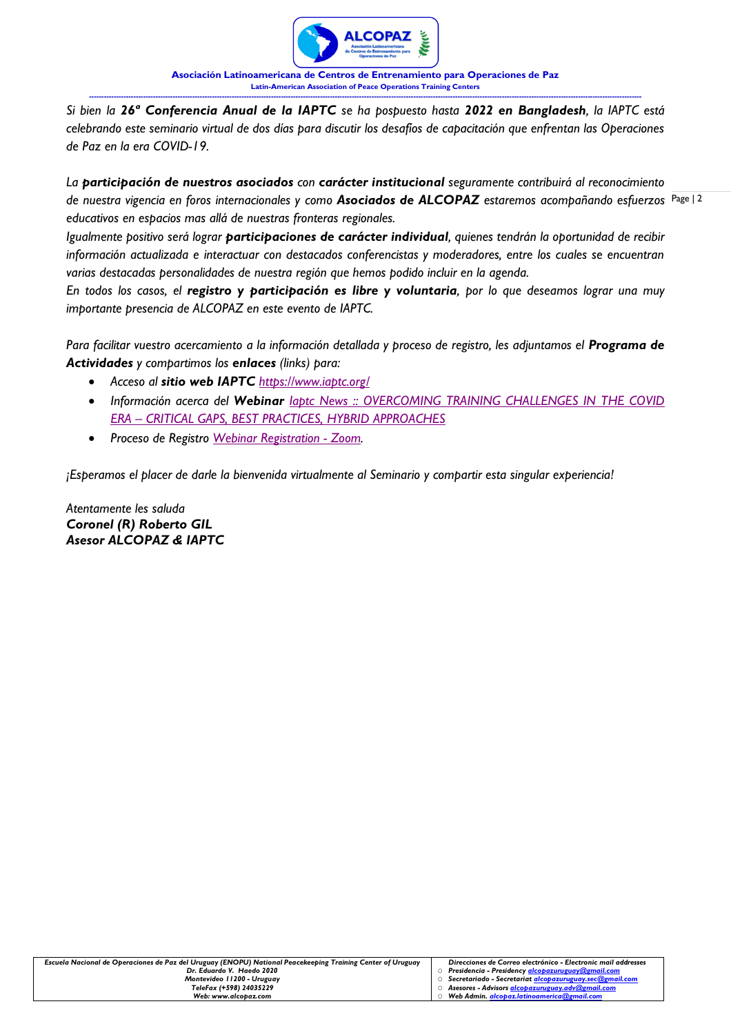*Si bien la **26ª Conferencia Anual de la IAPTC** se ha pospuesto hasta **2022 en Bangladesh**, la IAPTC está celebrando este seminario virtual de dos días para discutir los desafíos de capacitación que enfrentan las Operaciones de Paz en la era COVID-19.*

*La **participación de nuestros asociados** con **carácter institucional** seguramente contribuirá al reconocimiento de nuestra vigencia en foros internacionales y como **Asociados de ALCOPAZ** estaremos acompañando esfuerzos educativos en espacios mas allá de nuestras fronteras regionales.*
*Igualmente positivo será lograr **participaciones de carácter individual**, quienes tendrán la oportunidad de recibir información actualizada e interactuar con destacados conferencistas y moderadores, entre los cuales se encuentran varias destacadas personalidades de nuestra región que hemos podido incluir en la agenda.*
*En todos los casos, el **registro y participación es libre y voluntaria**, por lo que deseamos lograr una muy importante presencia de ALCOPAZ en este evento de IAPTC.*

*Para facilitar vuestro acercamiento a la información detallada y proceso de registro, les adjuntamos el **Programa de Actividades** y compartimos los **enlaces** (links) para:*

- *Acceso al **sitio web IAPTC** https://www.iaptc.org/*
- *Información acerca del **Webinar** Iaptc News :: OVERCOMING TRAINING CHALLENGES IN THE COVID ERA – CRITICAL GAPS, BEST PRACTICES, HYBRID APPROACHES*
- *Proceso de Registro Webinar Registration - Zoom.*

*¡Esperamos el placer de darle la bienvenida virtualmente al Seminario y compartir esta singular experiencia!*

*Atentamente les saluda*
***Coronel (R) Roberto GIL***
***Asesor ALCOPAZ & IAPTC***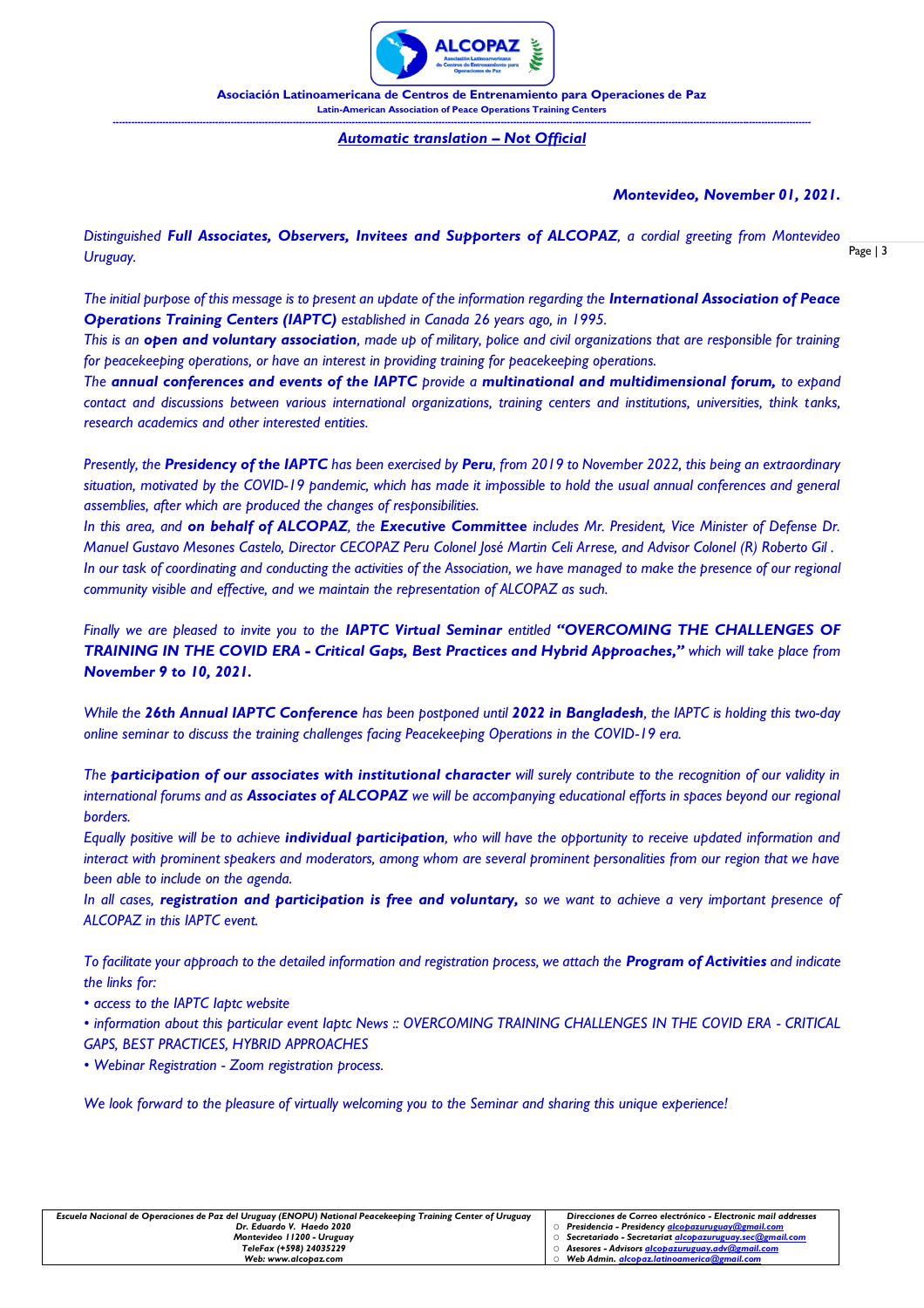**Asociación Latinoamericana de Centros de Entrenamiento para Operaciones de Paz**
**Latin-American Association of Peace Operations Training Centers**

***Automatic translation – Not Official***

***Montevideo, November 01, 2021.***

*Distinguished **Full Associates, Observers, Invitees and Supporters of ALCOPAZ**, a cordial greeting from Montevideo Uruguay.*

*The initial purpose of this message is to present an update of the information regarding the **International Association of Peace Operations Training Centers (IAPTC)** established in Canada 26 years ago, in 1995.*
*This is an **open and voluntary association**, made up of military, police and civil organizations that are responsible for training for peacekeeping operations, or have an interest in providing training for peacekeeping operations.*
*The **annual conferences and events of the IAPTC** provide a **multinational and multidimensional forum,** to expand contact and discussions between various international organizations, training centers and institutions, universities, think tanks, research academics and other interested entities.*

*Presently, the **Presidency of the IAPTC** has been exercised by **Peru**, from 2019 to November 2022, this being an extraordinary situation, motivated by the COVID-19 pandemic, which has made it impossible to hold the usual annual conferences and general assemblies, after which are produced the changes of responsibilities.*
*In this area, and **on behalf of ALCOPAZ**, the **Executive Committee** includes Mr. President, Vice Minister of Defense Dr. Manuel Gustavo Mesones Castelo, Director CECOPAZ Peru Colonel José Martin Celi Arrese, and Advisor Colonel (R) Roberto Gil .*
*In our task of coordinating and conducting the activities of the Association, we have managed to make the presence of our regional community visible and effective, and we maintain the representation of ALCOPAZ as such.*

*Finally we are pleased to invite you to the **IAPTC Virtual Seminar** entitled **"OVERCOMING THE CHALLENGES OF TRAINING IN THE COVID ERA - Critical Gaps, Best Practices and Hybrid Approaches,"** which will take place from **November 9 to 10, 2021.***

*While the **26th Annual IAPTC Conference** has been postponed until **2022 in Bangladesh**, the IAPTC is holding this two-day online seminar to discuss the training challenges facing Peacekeeping Operations in the COVID-19 era.*

*The **participation of our associates with institutional character** will surely contribute to the recognition of our validity in international forums and as **Associates of ALCOPAZ** we will be accompanying educational efforts in spaces beyond our regional borders.*
*Equally positive will be to achieve **individual participation**, who will have the opportunity to receive updated information and interact with prominent speakers and moderators, among whom are several prominent personalities from our region that we have been able to include on the agenda.*
*In all cases, **registration and participation is free and voluntary,** so we want to achieve a very important presence of ALCOPAZ in this IAPTC event.*

*To facilitate your approach to the detailed information and registration process, we attach the **Program of Activities** and indicate the links for:*

- *access to the IAPTC Iaptc website*
- *information about this particular event Iaptc News :: OVERCOMING TRAINING CHALLENGES IN THE COVID ERA - CRITICAL GAPS, BEST PRACTICES, HYBRID APPROACHES*
- *Webinar Registration - Zoom registration process.*

*We look forward to the pleasure of virtually welcoming you to the Seminar and sharing this unique experience!*

| | |
|---|---|
| *Escuela Nacional de Operaciones de Paz del Uruguay (ENOPU) National Peacekeeping Training Center of Uruguay*<br>*Dr. Eduardo V. Haedo 2020*<br>*Montevideo 11200 - Uruguay*<br>*TeleFax (+598) 24035229*<br>*Web: www.alcopaz.com* | *Direcciones de Correo electrónico - Electronic mail addresses*<br>○ *Presidencia - Presidency alcopazuruguay@gmail.com*<br>○ *Secretariado - Secretariat alcopazuruguay.sec@gmail.com*<br>○ *Asesores - Advisors alcopazuruguay.adv@gmail.com*<br>○ *Web Admin. alcopaz.latinoamerica@gmail.com* |